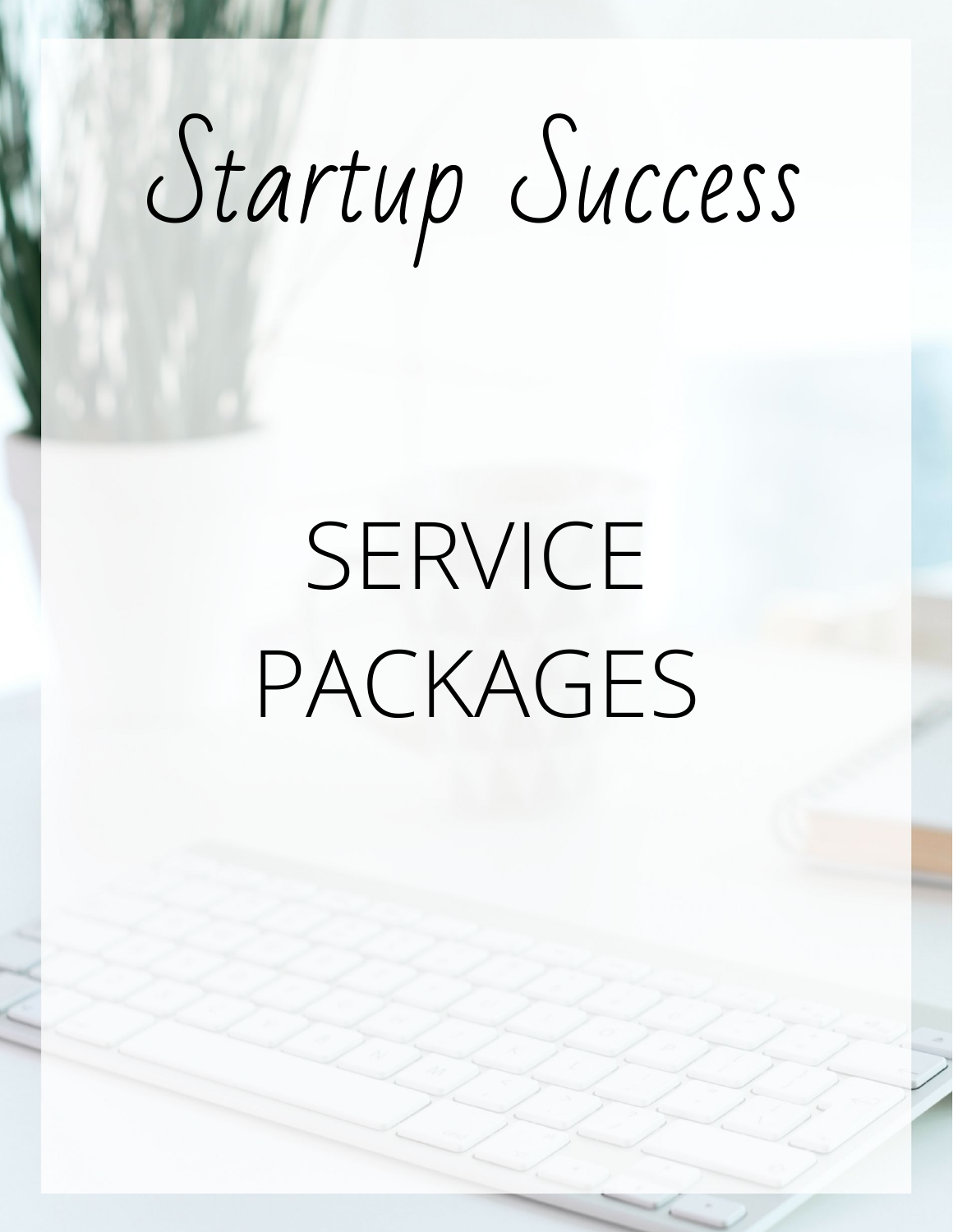# Startup Success

## SERVICE PACKAGES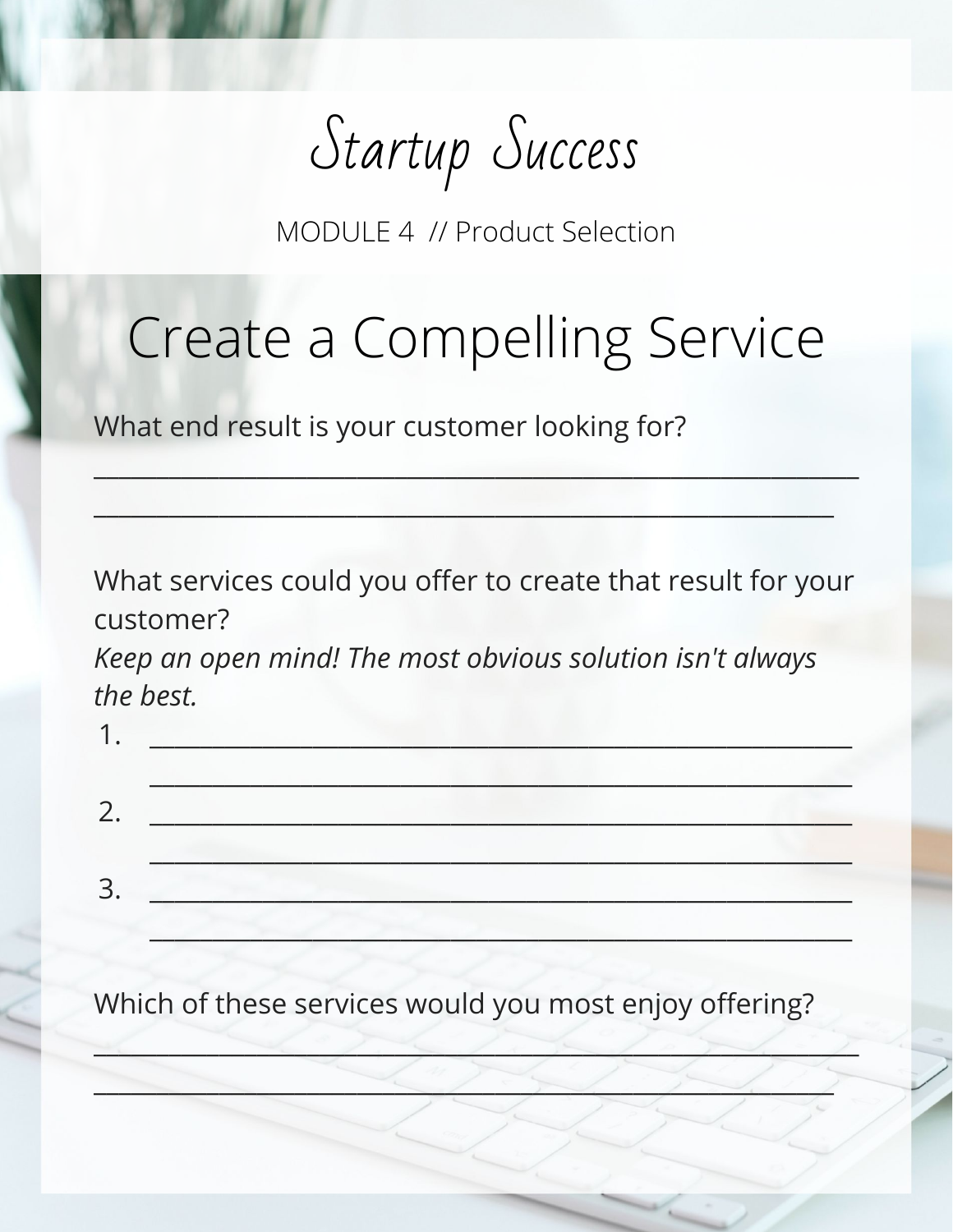# Startup Success

MODULE 4 // Product Selection

## Create a Compelling Service

What end result is your customer looking for?

___________________________________________________________

________________________________________________________

What services could you offer to create that result for your customer?

*Keep an open mind! The most obvious solution isn't always the best.*

1. _____________________________________________________

   _____________________________________________________

2. _____________________________________________________

   _____________________________________________________

3. _____________________________________________________

   _____________________________________________________

Which of these services would you most enjoy offering?

___________________________________________________________

________________________________________________________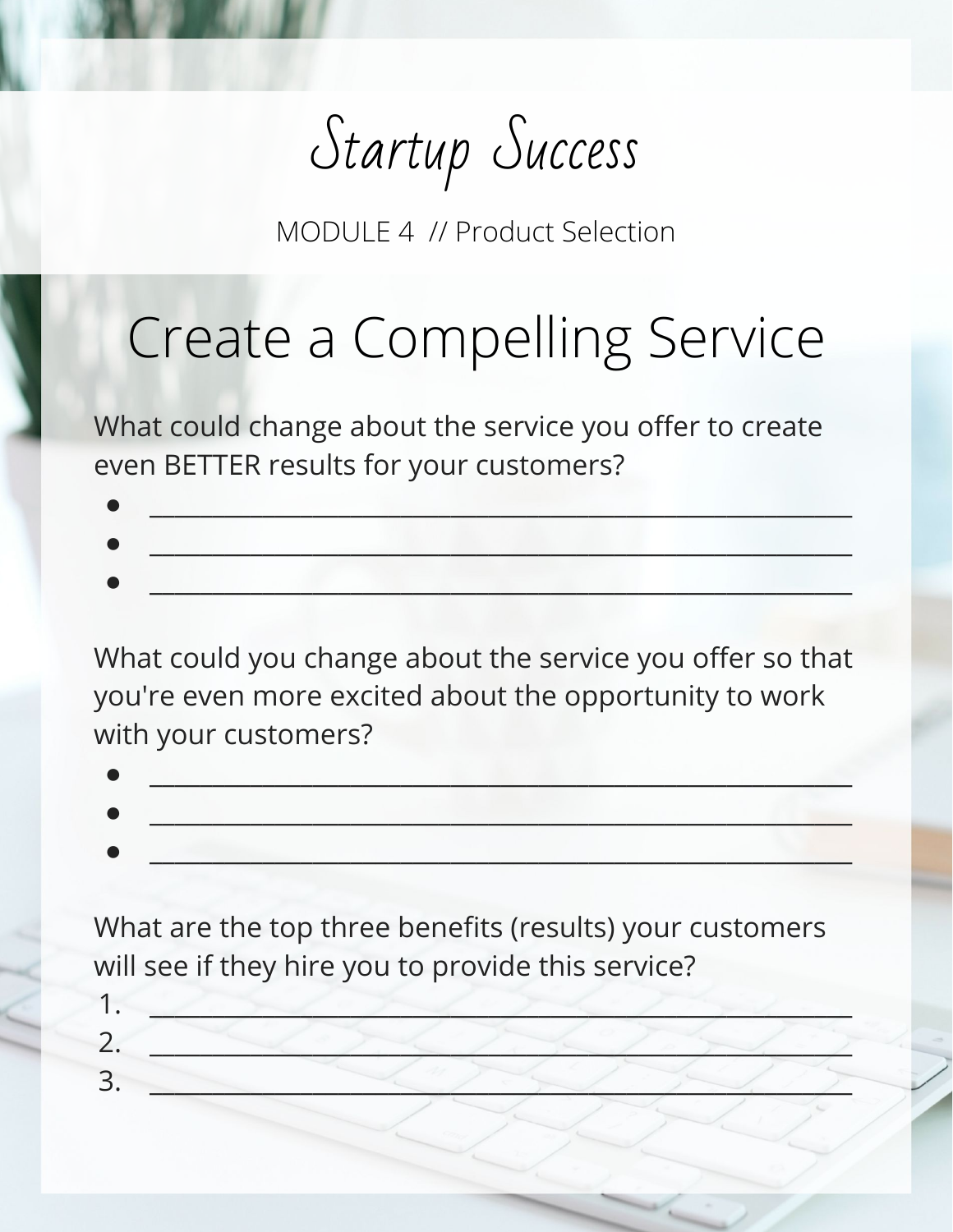# Startup Success

MODULE 4 // Product Selection

## Create a Compelling Service

What could change about the service you offer to create even BETTER results for your customers?

- ___________________________________________
- ___________________________________________
- ___________________________________________

What could you change about the service you offer so that you're even more excited about the opportunity to work with your customers?

- ___________________________________________
- ___________________________________________
- ___________________________________________

What are the top three benefits (results) your customers will see if they hire you to provide this service?

1. ___________________________________________
2. ___________________________________________
3. ___________________________________________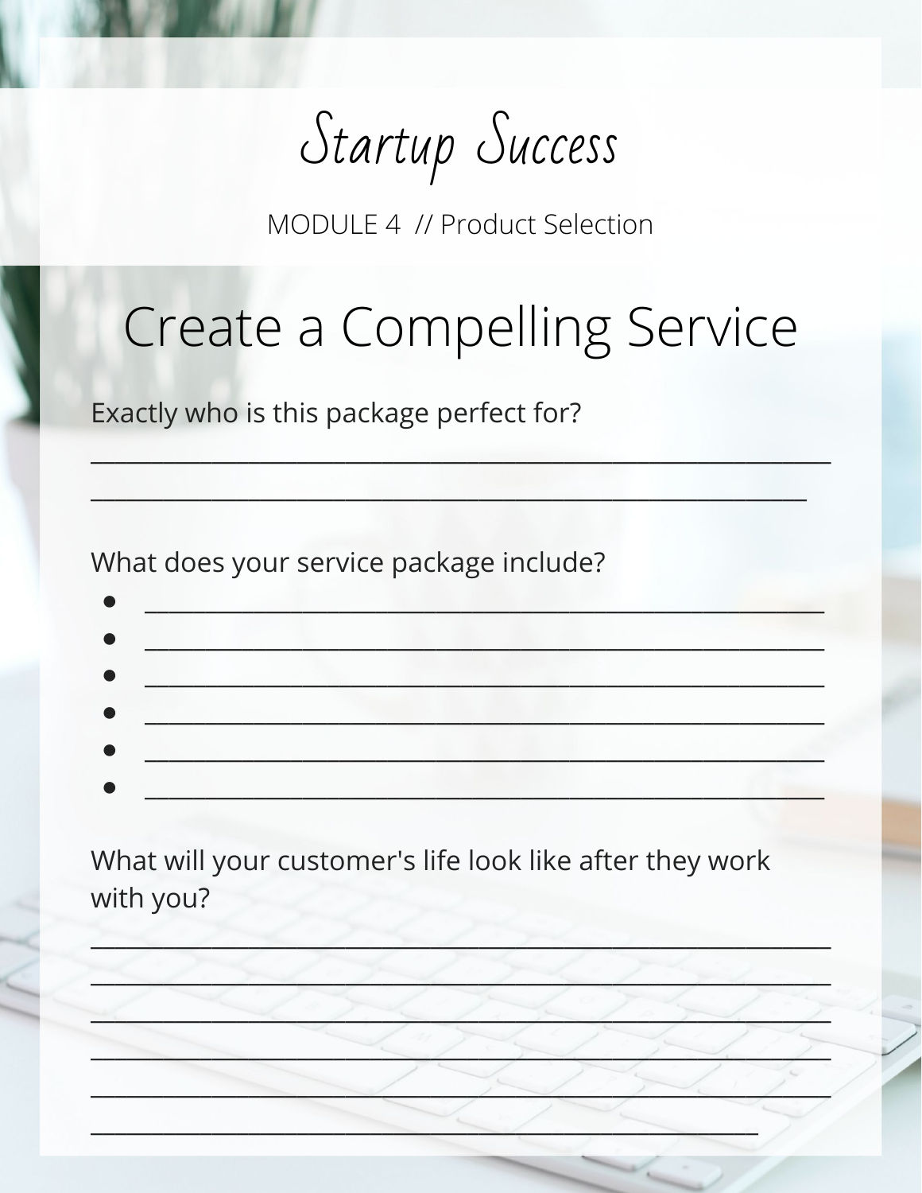*Startup Success*

MODULE 4 // Product Selection

# Create a Compelling Service

Exactly who is this package perfect for?

___________________________________________________________________

________________________________________________________________

What does your service package include?

- ____________________________________________________________
- ____________________________________________________________
- ____________________________________________________________
- ____________________________________________________________
- ____________________________________________________________
- ____________________________________________________________

What will your customer's life look like after they work with you?

___________________________________________________________________

___________________________________________________________________

___________________________________________________________________

___________________________________________________________________

___________________________________________________________________

____________________________________________________________